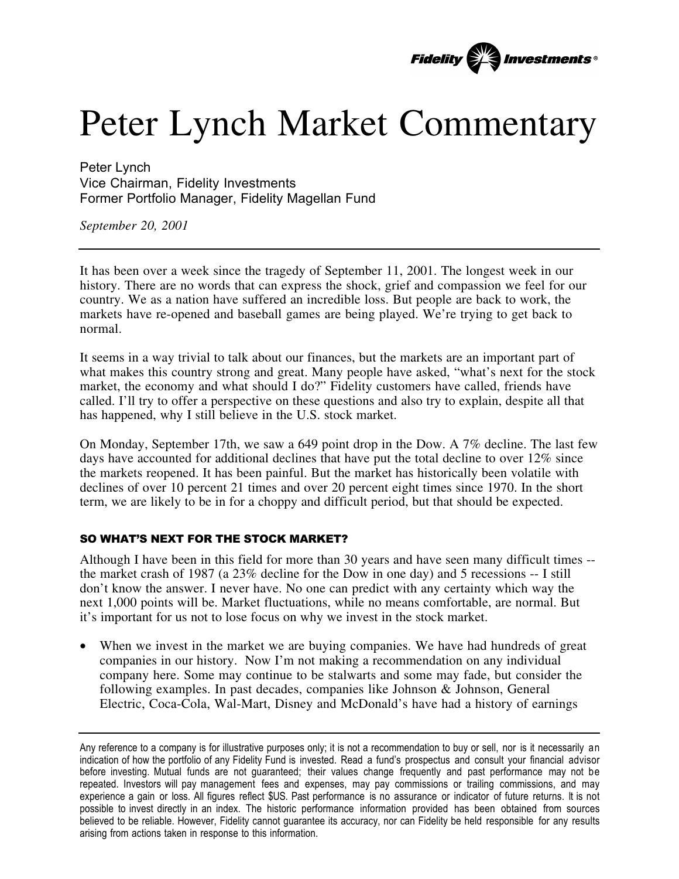# Peter Lynch Market Commentary

Peter Lynch
Vice Chairman, Fidelity Investments
Former Portfolio Manager, Fidelity Magellan Fund

*September 20, 2001*

---

It has been over a week since the tragedy of September 11, 2001. The longest week in our history. There are no words that can express the shock, grief and compassion we feel for our country. We as a nation have suffered an incredible loss. But people are back to work, the markets have re-opened and baseball games are being played. We're trying to get back to normal.

It seems in a way trivial to talk about our finances, but the markets are an important part of what makes this country strong and great. Many people have asked, "what's next for the stock market, the economy and what should I do?" Fidelity customers have called, friends have called. I'll try to offer a perspective on these questions and also try to explain, despite all that has happened, why I still believe in the U.S. stock market.

On Monday, September 17th, we saw a 649 point drop in the Dow. A 7% decline. The last few days have accounted for additional declines that have put the total decline to over 12% since the markets reopened. It has been painful. But the market has historically been volatile with declines of over 10 percent 21 times and over 20 percent eight times since 1970. In the short term, we are likely to be in for a choppy and difficult period, but that should be expected.

## SO WHAT'S NEXT FOR THE STOCK MARKET?

Although I have been in this field for more than 30 years and have seen many difficult times -- the market crash of 1987 (a 23% decline for the Dow in one day) and 5 recessions -- I still don't know the answer. I never have. No one can predict with any certainty which way the next 1,000 points will be. Market fluctuations, while no means comfortable, are normal. But it's important for us not to lose focus on why we invest in the stock market.

- When we invest in the market we are buying companies. We have had hundreds of great companies in our history. Now I'm not making a recommendation on any individual company here. Some may continue to be stalwarts and some may fade, but consider the following examples. In past decades, companies like Johnson & Johnson, General Electric, Coca-Cola, Wal-Mart, Disney and McDonald's have had a history of earnings

---

Any reference to a company is for illustrative purposes only; it is not a recommendation to buy or sell, nor is it necessarily an indication of how the portfolio of any Fidelity Fund is invested. Read a fund's prospectus and consult your financial advisor before investing. Mutual funds are not guaranteed; their values change frequently and past performance may not be repeated. Investors will pay management fees and expenses, may pay commissions or trailing commissions, and may experience a gain or loss. All figures reflect $US. Past performance is no assurance or indicator of future returns. It is not possible to invest directly in an index. The historic performance information provided has been obtained from sources believed to be reliable. However, Fidelity cannot guarantee its accuracy, nor can Fidelity be held responsible for any results arising from actions taken in response to this information.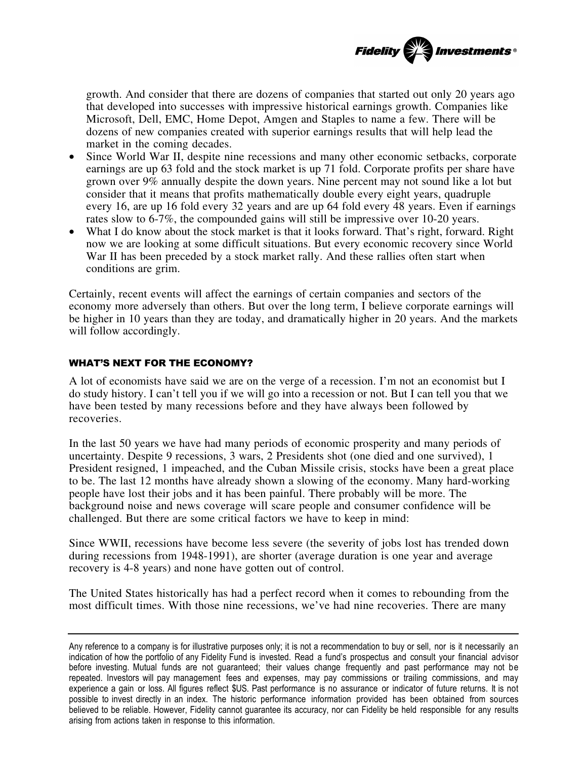growth. And consider that there are dozens of companies that started out only 20 years ago that developed into successes with impressive historical earnings growth. Companies like Microsoft, Dell, EMC, Home Depot, Amgen and Staples to name a few. There will be dozens of new companies created with superior earnings results that will help lead the market in the coming decades.

- Since World War II, despite nine recessions and many other economic setbacks, corporate earnings are up 63 fold and the stock market is up 71 fold. Corporate profits per share have grown over 9% annually despite the down years. Nine percent may not sound like a lot but consider that it means that profits mathematically double every eight years, quadruple every 16, are up 16 fold every 32 years and are up 64 fold every 48 years. Even if earnings rates slow to 6-7%, the compounded gains will still be impressive over 10-20 years.
- What I do know about the stock market is that it looks forward. That's right, forward. Right now we are looking at some difficult situations. But every economic recovery since World War II has been preceded by a stock market rally. And these rallies often start when conditions are grim.

Certainly, recent events will affect the earnings of certain companies and sectors of the economy more adversely than others. But over the long term, I believe corporate earnings will be higher in 10 years than they are today, and dramatically higher in 20 years. And the markets will follow accordingly.

## WHAT'S NEXT FOR THE ECONOMY?

A lot of economists have said we are on the verge of a recession. I'm not an economist but I do study history. I can't tell you if we will go into a recession or not. But I can tell you that we have been tested by many recessions before and they have always been followed by recoveries.

In the last 50 years we have had many periods of economic prosperity and many periods of uncertainty. Despite 9 recessions, 3 wars, 2 Presidents shot (one died and one survived), 1 President resigned, 1 impeached, and the Cuban Missile crisis, stocks have been a great place to be. The last 12 months have already shown a slowing of the economy. Many hard-working people have lost their jobs and it has been painful. There probably will be more. The background noise and news coverage will scare people and consumer confidence will be challenged. But there are some critical factors we have to keep in mind:

Since WWII, recessions have become less severe (the severity of jobs lost has trended down during recessions from 1948-1991), are shorter (average duration is one year and average recovery is 4-8 years) and none have gotten out of control.

The United States historically has had a perfect record when it comes to rebounding from the most difficult times. With those nine recessions, we've had nine recoveries. There are many

---

Any reference to a company is for illustrative purposes only; it is not a recommendation to buy or sell, nor is it necessarily an indication of how the portfolio of any Fidelity Fund is invested. Read a fund's prospectus and consult your financial advisor before investing. Mutual funds are not guaranteed; their values change frequently and past performance may not be repeated. Investors will pay management fees and expenses, may pay commissions or trailing commissions, and may experience a gain or loss. All figures reflect $US. Past performance is no assurance or indicator of future returns. It is not possible to invest directly in an index. The historic performance information provided has been obtained from sources believed to be reliable. However, Fidelity cannot guarantee its accuracy, nor can Fidelity be held responsible for any results arising from actions taken in response to this information.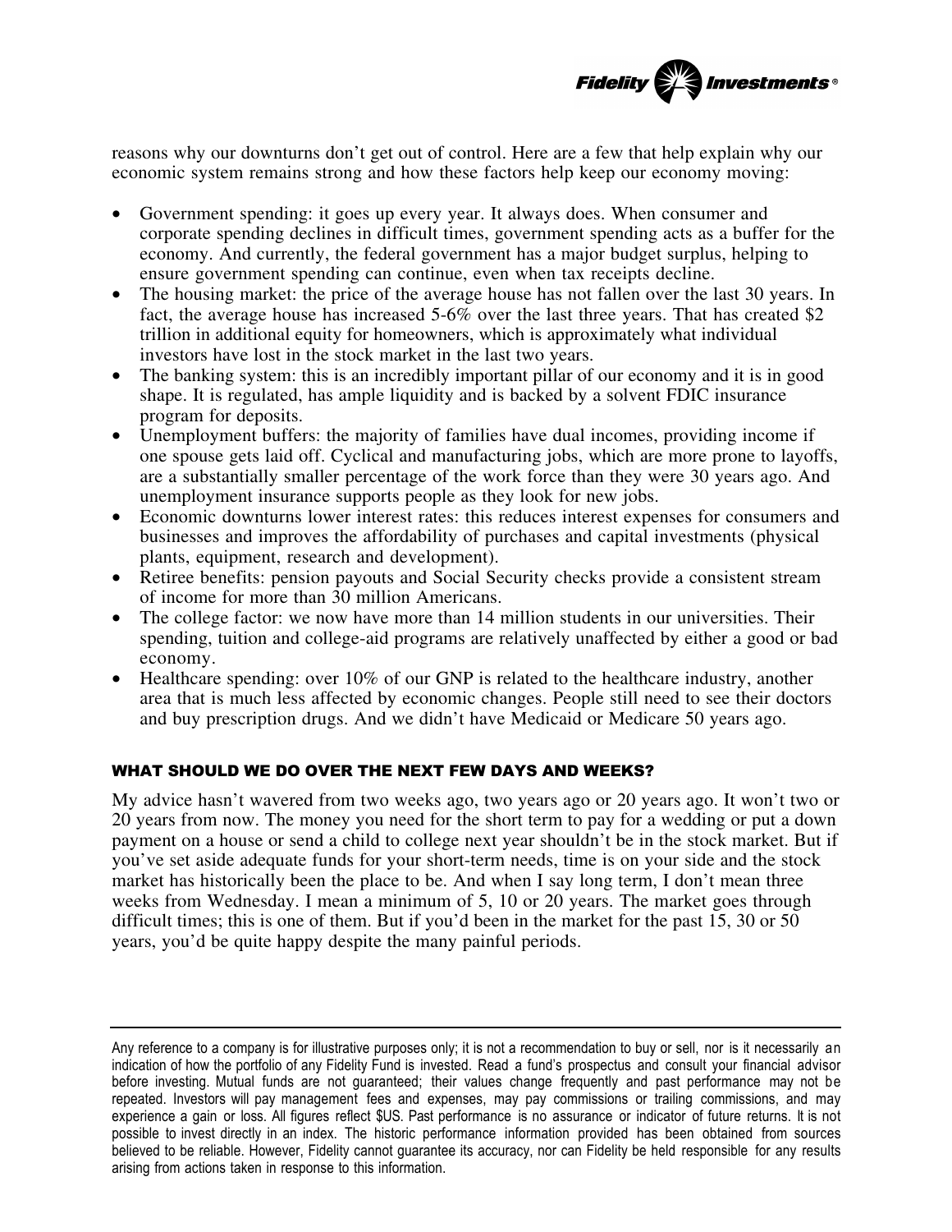reasons why our downturns don't get out of control. Here are a few that help explain why our economic system remains strong and how these factors help keep our economy moving:

- Government spending: it goes up every year. It always does. When consumer and corporate spending declines in difficult times, government spending acts as a buffer for the economy. And currently, the federal government has a major budget surplus, helping to ensure government spending can continue, even when tax receipts decline.
- The housing market: the price of the average house has not fallen over the last 30 years. In fact, the average house has increased 5-6% over the last three years. That has created $2 trillion in additional equity for homeowners, which is approximately what individual investors have lost in the stock market in the last two years.
- The banking system: this is an incredibly important pillar of our economy and it is in good shape. It is regulated, has ample liquidity and is backed by a solvent FDIC insurance program for deposits.
- Unemployment buffers: the majority of families have dual incomes, providing income if one spouse gets laid off. Cyclical and manufacturing jobs, which are more prone to layoffs, are a substantially smaller percentage of the work force than they were 30 years ago. And unemployment insurance supports people as they look for new jobs.
- Economic downturns lower interest rates: this reduces interest expenses for consumers and businesses and improves the affordability of purchases and capital investments (physical plants, equipment, research and development).
- Retiree benefits: pension payouts and Social Security checks provide a consistent stream of income for more than 30 million Americans.
- The college factor: we now have more than 14 million students in our universities. Their spending, tuition and college-aid programs are relatively unaffected by either a good or bad economy.
- Healthcare spending: over 10% of our GNP is related to the healthcare industry, another area that is much less affected by economic changes. People still need to see their doctors and buy prescription drugs. And we didn't have Medicaid or Medicare 50 years ago.

## WHAT SHOULD WE DO OVER THE NEXT FEW DAYS AND WEEKS?

My advice hasn't wavered from two weeks ago, two years ago or 20 years ago. It won't two or 20 years from now. The money you need for the short term to pay for a wedding or put a down payment on a house or send a child to college next year shouldn't be in the stock market. But if you've set aside adequate funds for your short-term needs, time is on your side and the stock market has historically been the place to be. And when I say long term, I don't mean three weeks from Wednesday. I mean a minimum of 5, 10 or 20 years. The market goes through difficult times; this is one of them. But if you'd been in the market for the past 15, 30 or 50 years, you'd be quite happy despite the many painful periods.

---

Any reference to a company is for illustrative purposes only; it is not a recommendation to buy or sell, nor is it necessarily an indication of how the portfolio of any Fidelity Fund is invested. Read a fund's prospectus and consult your financial advisor before investing. Mutual funds are not guaranteed; their values change frequently and past performance may not be repeated. Investors will pay management fees and expenses, may pay commissions or trailing commissions, and may experience a gain or loss. All figures reflect $US. Past performance is no assurance or indicator of future returns. It is not possible to invest directly in an index. The historic performance information provided has been obtained from sources believed to be reliable. However, Fidelity cannot guarantee its accuracy, nor can Fidelity be held responsible for any results arising from actions taken in response to this information.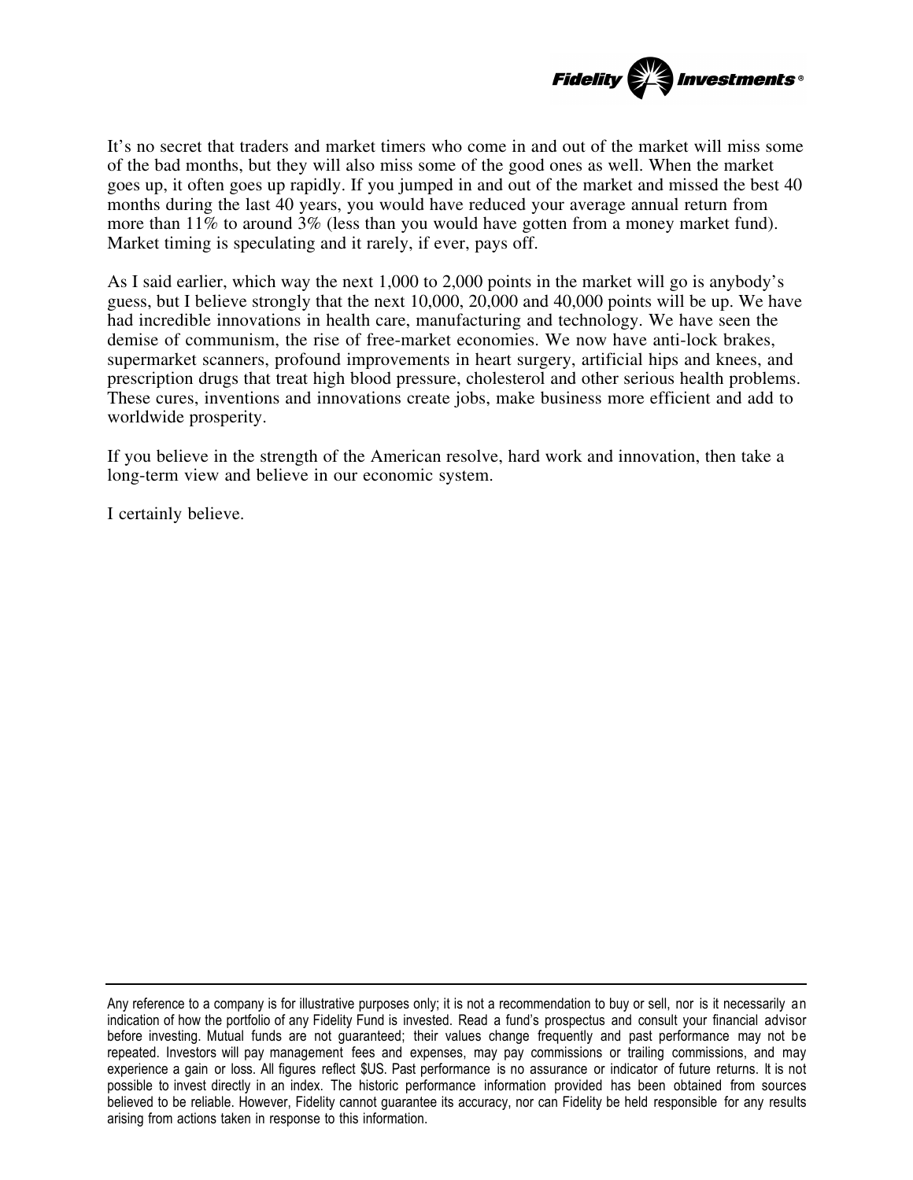It's no secret that traders and market timers who come in and out of the market will miss some of the bad months, but they will also miss some of the good ones as well. When the market goes up, it often goes up rapidly. If you jumped in and out of the market and missed the best 40 months during the last 40 years, you would have reduced your average annual return from more than 11% to around 3% (less than you would have gotten from a money market fund). Market timing is speculating and it rarely, if ever, pays off.

As I said earlier, which way the next 1,000 to 2,000 points in the market will go is anybody's guess, but I believe strongly that the next 10,000, 20,000 and 40,000 points will be up. We have had incredible innovations in health care, manufacturing and technology. We have seen the demise of communism, the rise of free-market economies. We now have anti-lock brakes, supermarket scanners, profound improvements in heart surgery, artificial hips and knees, and prescription drugs that treat high blood pressure, cholesterol and other serious health problems. These cures, inventions and innovations create jobs, make business more efficient and add to worldwide prosperity.

If you believe in the strength of the American resolve, hard work and innovation, then take a long-term view and believe in our economic system.

I certainly believe.

---

Any reference to a company is for illustrative purposes only; it is not a recommendation to buy or sell, nor is it necessarily an indication of how the portfolio of any Fidelity Fund is invested. Read a fund's prospectus and consult your financial advisor before investing. Mutual funds are not guaranteed; their values change frequently and past performance may not be repeated. Investors will pay management fees and expenses, may pay commissions or trailing commissions, and may experience a gain or loss. All figures reflect $US. Past performance is no assurance or indicator of future returns. It is not possible to invest directly in an index. The historic performance information provided has been obtained from sources believed to be reliable. However, Fidelity cannot guarantee its accuracy, nor can Fidelity be held responsible for any results arising from actions taken in response to this information.